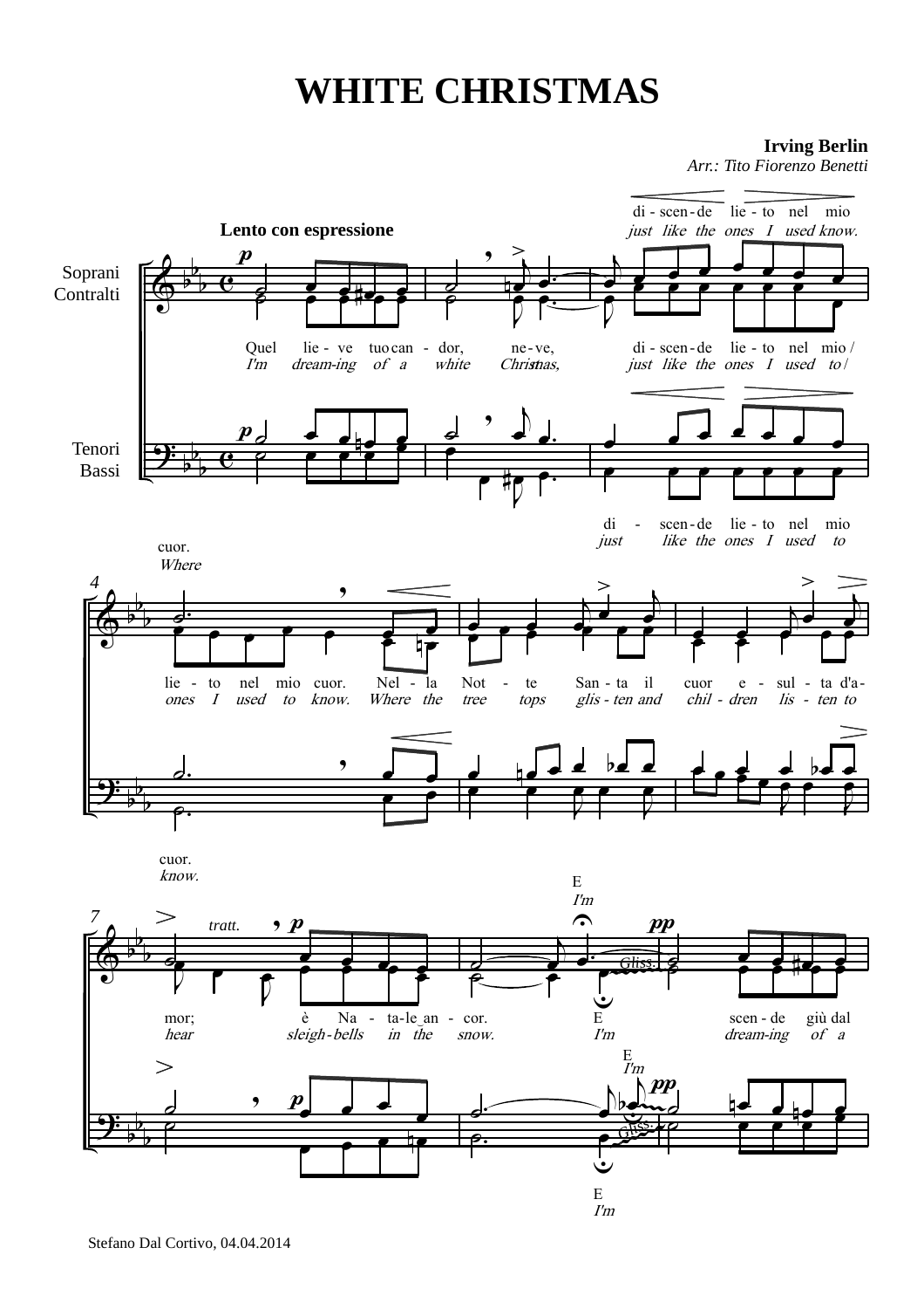# WHITE CHRISTMAS

**Irving Berlin**
*Arr.: Tito Fiorenzo Benetti*

**Lento con espressione**

Soprani
Contralti

Tenori
Bassi

Quel lie - ve tuo can - dor, ne - ve, di - scen - de lie - to nel mio / di - scen - de lie - to nel mio cuor.
*I'm dream-ing of a white Christmas, just like the ones I used to / just like the ones I used know. Where*

di - scen - de lie - to nel mio
*just like the ones I used to*

lie - to nel mio cuor. Nel - la Not - te San - ta il cuor e - sul - ta d'a - mor; è Na - ta - le an - cor.
*ones I used to know. Where the tree tops glis - ten and chil - dren lis - ten to hear sleigh - bells in the snow.*

cuor.
*know.*

E
*I'm*

scen - de giù dal
*dream-ing of a*

Stefano Dal Cortivo, 04.04.2014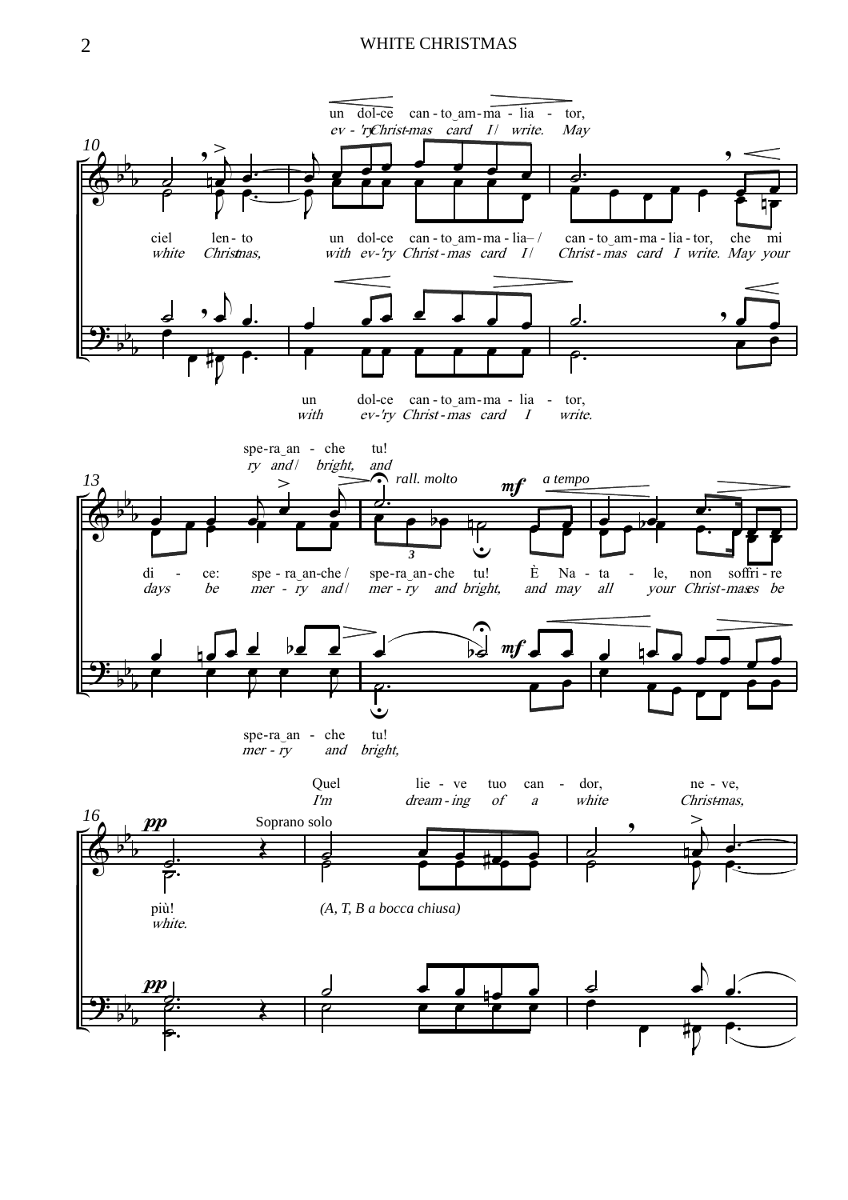un dol-ce can - to_am - ma - lia - tor,
*ev - 'ry Christ - mas card I / write. May*

10

ciel len - to un dol-ce can - to_am - ma - lia – / can - to_am - ma - lia - tor, che mi
*white Christmas, with ev - 'ry Christ - mas card I / Christ - mas card I write. May your*

un dol-ce can - to_am - ma - lia - tor,
*with ev - 'ry Christ - mas card I write.*

spe-ra_an - che tu!
*ry and / bright, and*

13

*rall. molto* **mf** *a tempo*

di - ce: spe - ra_an-che / spe-ra_an-che tu! È Na - ta - le, non soffri - re
*days be mer - ry and / mer - ry and bright, and may all your Christ-mases be*

**mf**

spe-ra_an - che tu!
*mer - ry and bright,*

Quel lie - ve tuo can - dor, ne - ve,
*I'm dream - ing of a white Christmas,*

16

**pp** Soprano solo

più! (A, T, B a bocca chiusa)
*white.*

**pp**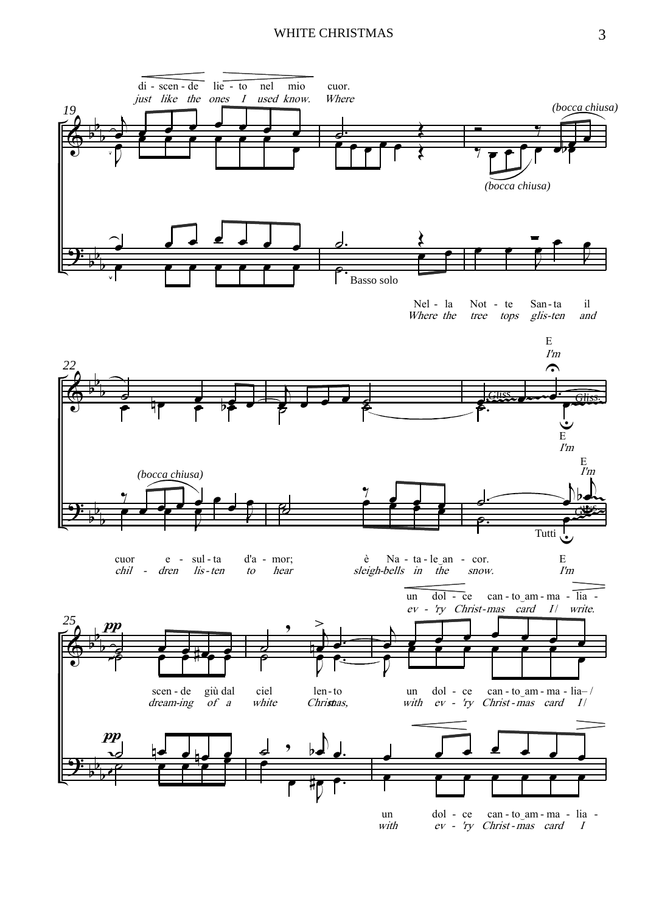di - scen - de lie - to nel mio cuor.
*just like the ones I used know. Where*

*(bocca chiusa)*

19

*(bocca chiusa)*

Basso solo

Nel - la Not - te San - ta il
*Where the tree tops glis-ten and*

E
*I'm*

22

Gliss. Gliss.

E
*I'm*

E
*I'm*

*(bocca chiusa)*

Gliss.

Tutti

cuor e - sul - ta d'a - mor; è Na - ta - le an - cor. E
*chil - dren lis - ten to hear sleigh-bells in the snow. I'm*

un dol - ce can - to am - ma - lia -
*ev - 'ry Christ-mas card I / write.*

25 ***pp***

scen - de giù dal ciel len - to un dol - ce can - to am - ma - lia– /
*dream-ing of a white Christmas, with ev - 'ry Christ - mas card I /*

***pp***

un dol - ce can - to am - ma - lia -
*with ev - 'ry Christ - mas card I*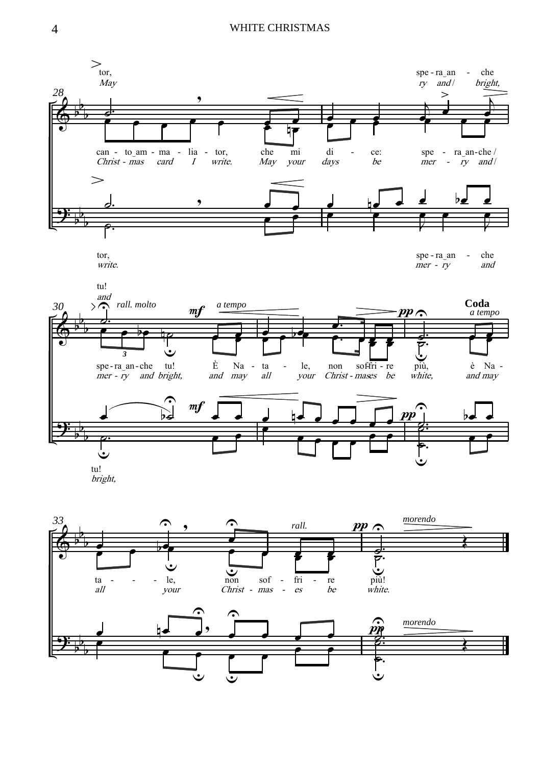tor, spe - ra_an - che
*May ry and / bright,*

can - to_am - ma - lia - tor, che mi di - ce: spe - ra_an-che /
*Christ - mas card I write. May your days be mer - ry and /*

tor, spe - ra_an - che
*write. mer - ry and*

tu!
*and*

*rall. molto* ***mf*** *a tempo* ***pp*** **Coda** *a tempo*

spe - ra_an - che tu! È Na - ta - le, non sof-fri - re più, è Na -
*mer - ry and bright, and may all your Christ - mases be white, and may*

tu!
*bright,*

*rall.* ***pp*** *morendo*

ta - le, non sof - fri - re più!
*all your Christ - mas - es be white.*